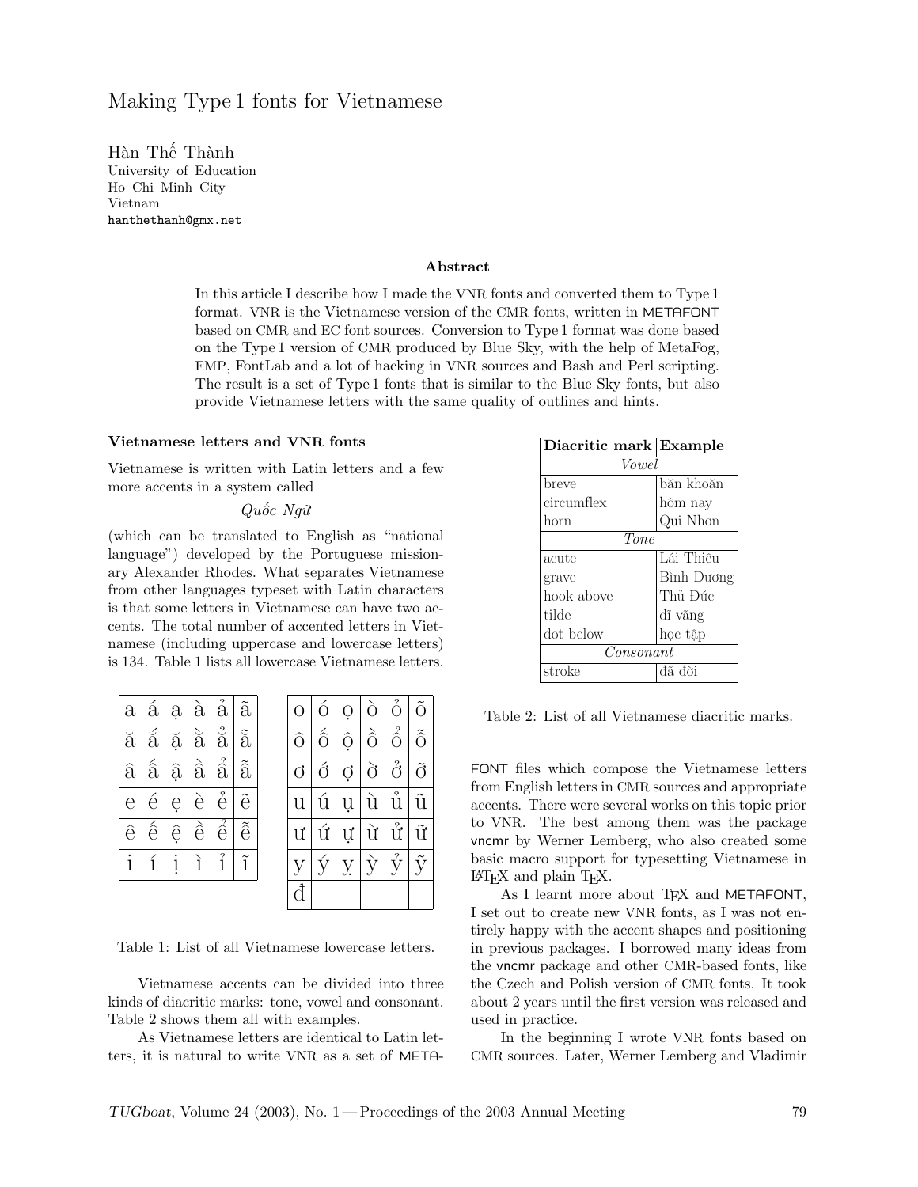# Making Type 1 fonts for Vietnamese

Hàn Thế Thành
University of Education
Ho Chi Minh City
Vietnam
hanthethanh@gmx.net

### Abstract

In this article I describe how I made the VNR fonts and converted them to Type 1 format. VNR is the Vietnamese version of the CMR fonts, written in METAFONT based on CMR and EC font sources. Conversion to Type 1 format was done based on the Type 1 version of CMR produced by Blue Sky, with the help of MetaFog, FMP, FontLab and a lot of hacking in VNR sources and Bash and Perl scripting. The result is a set of Type 1 fonts that is similar to the Blue Sky fonts, but also provide Vietnamese letters with the same quality of outlines and hints.

## Vietnamese letters and VNR fonts

Vietnamese is written with Latin letters and a few more accents in a system called

*Quốc Ngữ*

(which can be translated to English as "national language") developed by the Portuguese missionary Alexander Rhodes. What separates Vietnamese from other languages typeset with Latin characters is that some letters in Vietnamese can have two accents. The total number of accented letters in Vietnamese (including uppercase and lowercase letters) is 134. Table 1 lists all lowercase Vietnamese letters.

| a | á | ạ | à | ả | ã |
|---|---|---|---|---|---|
| ă | ắ | ặ | ằ | ẳ | ẵ |
| â | ấ | ậ | ầ | ẩ | ẫ |
| e | é | ẹ | è | ẻ | ẽ |
| ê | ế | ệ | ề | ể | ễ |
| i | í | ị | ì | ỉ | ĩ |

| o | ó | ọ | ò | ỏ | õ |
|---|---|---|---|---|---|
| ô | ố | ộ | ồ | ổ | ỗ |
| ơ | ớ | ợ | ờ | ở | ỡ |
| u | ú | ụ | ù | ủ | ũ |
| ư | ứ | ự | ừ | ử | ữ |
| y | ý | ỵ | ỳ | ỷ | ỹ |
| đ | | | | | |

Table 1: List of all Vietnamese lowercase letters.

Vietnamese accents can be divided into three kinds of diacritic marks: tone, vowel and consonant. Table 2 shows them all with examples.

| Diacritic mark | Example |
|---|---|
| *Vowel* | |
| breve | băn khoăn |
| circumflex | hôm nay |
| horn | Qui Nhơn |
| *Tone* | |
| acute | Lái Thiêu |
| grave | Bình Dương |
| hook above | Thủ Đức |
| tilde | dĩ vãng |
| dot below | học tập |
| *Consonant* | |
| stroke | dã đời |

Table 2: List of all Vietnamese diacritic marks.

As Vietnamese letters are identical to Latin letters, it is natural to write VNR as a set of METAFONT files which compose the Vietnamese letters from English letters in CMR sources and appropriate accents. There were several works on this topic prior to VNR. The best among them was the package vncmr by Werner Lemberg, who also created some basic macro support for typesetting Vietnamese in LaTeX and plain TeX.

As I learnt more about TeX and METAFONT, I set out to create new VNR fonts, as I was not entirely happy with the accent shapes and positioning in previous packages. I borrowed many ideas from the vncmr package and other CMR-based fonts, like the Czech and Polish version of CMR fonts. It took about 2 years until the first version was released and used in practice.

In the beginning I wrote VNR fonts based on CMR sources. Later, Werner Lemberg and Vladimir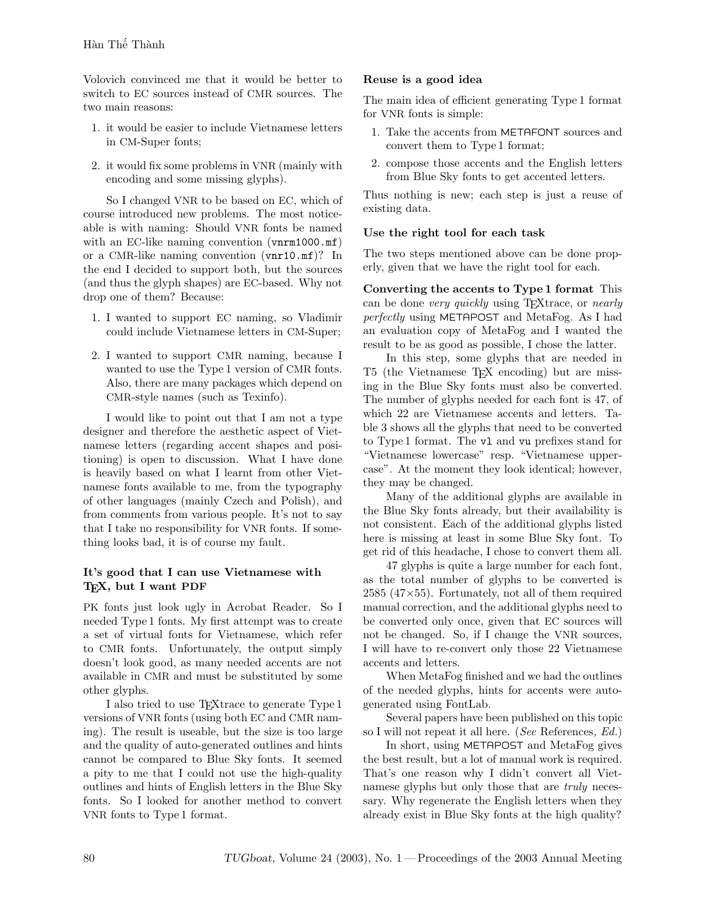Volovich convinced me that it would be better to switch to EC sources instead of CMR sources. The two main reasons:

1. it would be easier to include Vietnamese letters in CM-Super fonts;
2. it would fix some problems in VNR (mainly with encoding and some missing glyphs).

So I changed VNR to be based on EC, which of course introduced new problems. The most noticeable is with naming: Should VNR fonts be named with an EC-like naming convention (`vnrm1000.mf`) or a CMR-like naming convention (`vnr10.mf`)? In the end I decided to support both, but the sources (and thus the glyph shapes) are EC-based. Why not drop one of them? Because:

1. I wanted to support EC naming, so Vladimir could include Vietnamese letters in CM-Super;
2. I wanted to support CMR naming, because I wanted to use the Type 1 version of CMR fonts. Also, there are many packages which depend on CMR-style names (such as Texinfo).

I would like to point out that I am not a type designer and therefore the aesthetic aspect of Vietnamese letters (regarding accent shapes and positioning) is open to discussion. What I have done is heavily based on what I learnt from other Vietnamese fonts available to me, from the typography of other languages (mainly Czech and Polish), and from comments from various people. It's not to say that I take no responsibility for VNR fonts. If something looks bad, it is of course my fault.

### It's good that I can use Vietnamese with TEX, but I want PDF

PK fonts just look ugly in Acrobat Reader. So I needed Type 1 fonts. My first attempt was to create a set of virtual fonts for Vietnamese, which refer to CMR fonts. Unfortunately, the output simply doesn't look good, as many needed accents are not available in CMR and must be substituted by some other glyphs.

I also tried to use TEXtrace to generate Type 1 versions of VNR fonts (using both EC and CMR naming). The result is useable, but the size is too large and the quality of auto-generated outlines and hints cannot be compared to Blue Sky fonts. It seemed a pity to me that I could not use the high-quality outlines and hints of English letters in the Blue Sky fonts. So I looked for another method to convert VNR fonts to Type 1 format.

### Reuse is a good idea

The main idea of efficient generating Type 1 format for VNR fonts is simple:

1. Take the accents from METAFONT sources and convert them to Type 1 format;
2. compose those accents and the English letters from Blue Sky fonts to get accented letters.

Thus nothing is new; each step is just a reuse of existing data.

### Use the right tool for each task

The two steps mentioned above can be done properly, given that we have the right tool for each.

**Converting the accents to Type 1 format** This can be done *very quickly* using TEXtrace, or *nearly perfectly* using METAPOST and MetaFog. As I had an evaluation copy of MetaFog and I wanted the result to be as good as possible, I chose the latter.

In this step, some glyphs that are needed in T5 (the Vietnamese TEX encoding) but are missing in the Blue Sky fonts must also be converted. The number of glyphs needed for each font is 47, of which 22 are Vietnamese accents and letters. Table 3 shows all the glyphs that need to be converted to Type 1 format. The `vl` and `vu` prefixes stand for "Vietnamese lowercase" resp. "Vietnamese uppercase". At the moment they look identical; however, they may be changed.

Many of the additional glyphs are available in the Blue Sky fonts already, but their availability is not consistent. Each of the additional glyphs listed here is missing at least in some Blue Sky font. To get rid of this headache, I chose to convert them all.

47 glyphs is quite a large number for each font, as the total number of glyphs to be converted is 2585 (47×55). Fortunately, not all of them required manual correction, and the additional glyphs need to be converted only once, given that EC sources will not be changed. So, if I change the VNR sources, I will have to re-convert only those 22 Vietnamese accents and letters.

When MetaFog finished and we had the outlines of the needed glyphs, hints for accents were autogenerated using FontLab.

Several papers have been published on this topic so I will not repeat it all here. (*See* References*, Ed.*)

In short, using METAPOST and MetaFog gives the best result, but a lot of manual work is required. That's one reason why I didn't convert all Vietnamese glyphs but only those that are *truly* necessary. Why regenerate the English letters when they already exist in Blue Sky fonts at the high quality?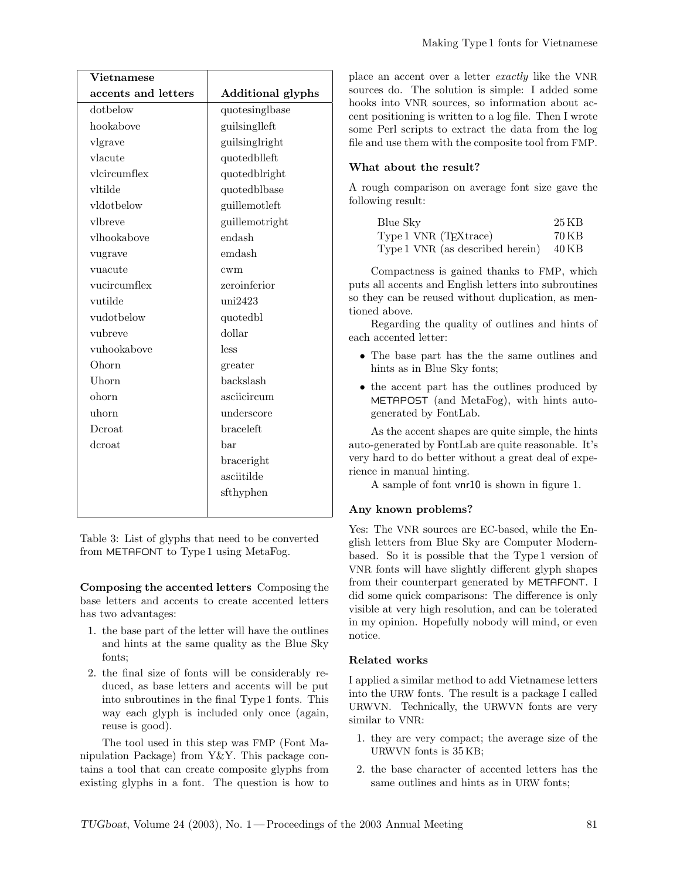| Vietnamese accents and letters | Additional glyphs |
|---|---|
| dotbelow | quotesinglbase |
| hookabove | guilsinglleft |
| vlgrave | guilsinglright |
| vlacute | quotedblleft |
| vlcircumflex | quotedblright |
| vltilde | quotedblbase |
| vldotbelow | guillemotleft |
| vlbreve | guillemotright |
| vlhookabove | endash |
| vugrave | emdash |
| vuacute | cwm |
| vucircumflex | zeroinferior |
| vutilde | uni2423 |
| vudotbelow | quotedbl |
| vubreve | dollar |
| vuhookabove | less |
| Ohorn | greater |
| Uhorn | backslash |
| ohorn | asciicircum |
| uhorn | underscore |
| Dcroat | braceleft |
| dcroat | bar |
| | braceright |
| | asciitilde |
| | sfthyphen |

Table 3: List of glyphs that need to be converted from METAFONT to Type 1 using MetaFog.

**Composing the accented letters** Composing the base letters and accents to create accented letters has two advantages:

1. the base part of the letter will have the outlines and hints at the same quality as the Blue Sky fonts;
2. the final size of fonts will be considerably reduced, as base letters and accents will be put into subroutines in the final Type 1 fonts. This way each glyph is included only once (again, reuse is good).

The tool used in this step was FMP (Font Manipulation Package) from Y&Y. This package contains a tool that can create composite glyphs from existing glyphs in a font. The question is how to place an accent over a letter *exactly* like the VNR sources do. The solution is simple: I added some hooks into VNR sources, so information about accent positioning is written to a log file. Then I wrote some Perl scripts to extract the data from the log file and use them with the composite tool from FMP.

### What about the result?

A rough comparison on average font size gave the following result:

| | |
|---|---|
| Blue Sky | 25 KB |
| Type 1 VNR (TEXtrace) | 70 KB |
| Type 1 VNR (as described herein) | 40 KB |

Compactness is gained thanks to FMP, which puts all accents and English letters into subroutines so they can be reused without duplication, as mentioned above.

Regarding the quality of outlines and hints of each accented letter:

- The base part has the the same outlines and hints as in Blue Sky fonts;
- the accent part has the outlines produced by METAPOST (and MetaFog), with hints autogenerated by FontLab.

As the accent shapes are quite simple, the hints auto-generated by FontLab are quite reasonable. It's very hard to do better without a great deal of experience in manual hinting.

A sample of font vnr10 is shown in figure 1.

### Any known problems?

Yes: The VNR sources are EC-based, while the English letters from Blue Sky are Computer Modern-based. So it is possible that the Type 1 version of VNR fonts will have slightly different glyph shapes from their counterpart generated by METAFONT. I did some quick comparisons: The difference is only visible at very high resolution, and can be tolerated in my opinion. Hopefully nobody will mind, or even notice.

### Related works

I applied a similar method to add Vietnamese letters into the URW fonts. The result is a package I called URWVN. Technically, the URWVN fonts are very similar to VNR:

1. they are very compact; the average size of the URWVN fonts is 35 KB;
2. the base character of accented letters has the same outlines and hints as in URW fonts;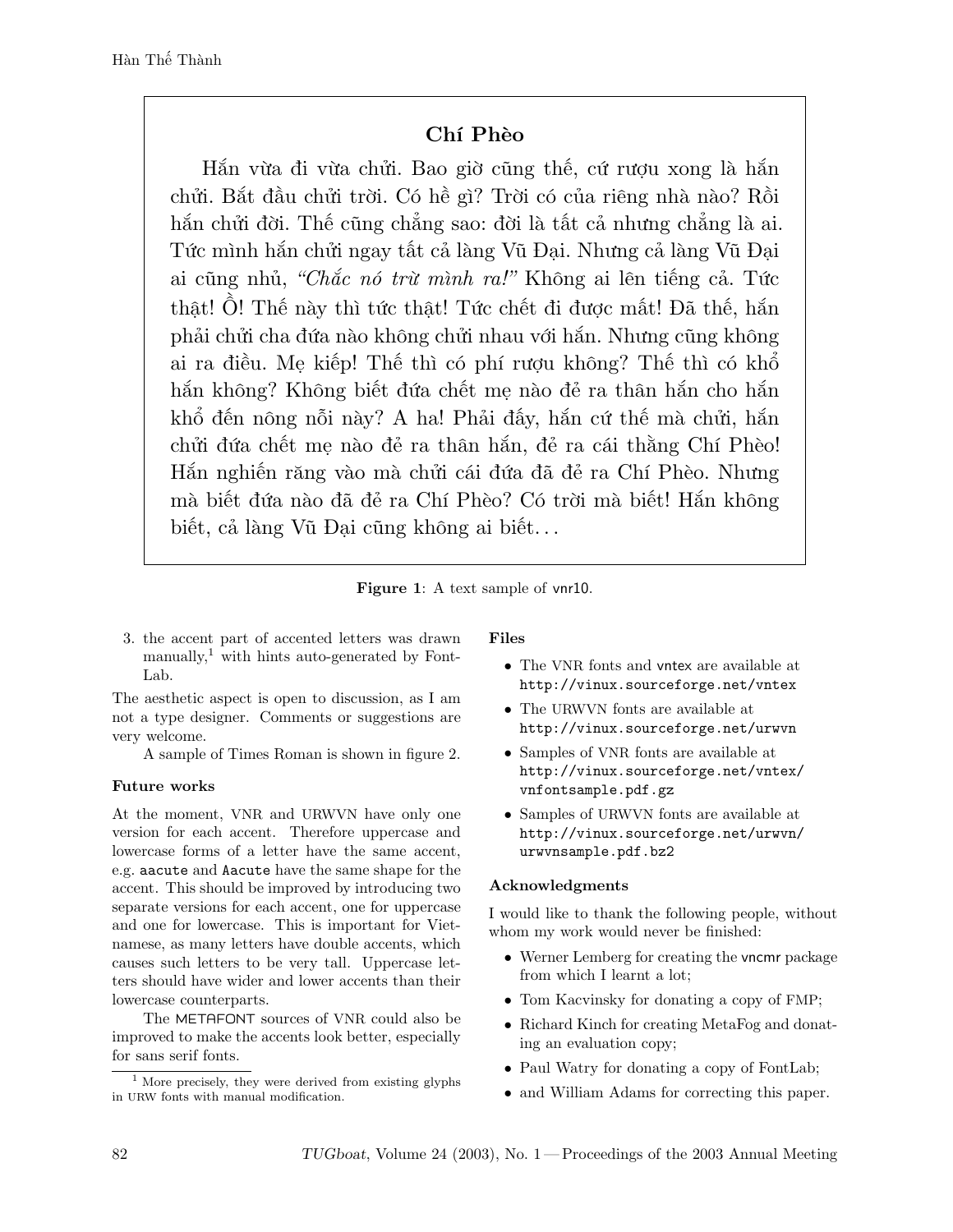**Chí Phèo**

Hắn vừa đi vừa chửi. Bao giờ cũng thế, cứ rượu xong là hắn chửi. Bắt đầu chửi trời. Có hề gì? Trời có của riêng nhà nào? Rồi hắn chửi đời. Thế cũng chẳng sao: đời là tất cả nhưng chẳng là ai. Tức mình hắn chửi ngay tất cả làng Vũ Đại. Nhưng cả làng Vũ Đại ai cũng nhủ, *"Chắc nó trừ mình ra!"* Không ai lên tiếng cả. Tức thật! Ồ! Thế này thì tức thật! Tức chết đi được mất! Đã thế, hắn phải chửi cha đứa nào không chửi nhau với hắn. Nhưng cũng không ai ra điều. Mẹ kiếp! Thế thì có phí rượu không? Thế thì có khổ hắn không? Không biết đứa chết mẹ nào đẻ ra thân hắn cho hắn khổ đến nông nỗi này? A ha! Phải đấy, hắn cứ thế mà chửi, hắn chửi đứa chết mẹ nào đẻ ra thân hắn, đẻ ra cái thằng Chí Phèo! Hắn nghiến răng vào mà chửi cái đứa đã đẻ ra Chí Phèo. Nhưng mà biết đứa nào đã đẻ ra Chí Phèo? Có trời mà biết! Hắn không biết, cả làng Vũ Đại cũng không ai biết...

**Figure 1**: A text sample of vnr10.

3. the accent part of accented letters was drawn manually,[1] with hints auto-generated by FontLab.

The aesthetic aspect is open to discussion, as I am not a type designer. Comments or suggestions are very welcome.

A sample of Times Roman is shown in figure 2.

### Future works

At the moment, VNR and URWVN have only one version for each accent. Therefore uppercase and lowercase forms of a letter have the same accent, e.g. aacute and Aacute have the same shape for the accent. This should be improved by introducing two separate versions for each accent, one for uppercase and one for lowercase. This is important for Vietnamese, as many letters have double accents, which causes such letters to be very tall. Uppercase letters should have wider and lower accents than their lowercase counterparts.

The METAFONT sources of VNR could also be improved to make the accents look better, especially for sans serif fonts.

[1] More precisely, they were derived from existing glyphs in URW fonts with manual modification.

### Files

- The VNR fonts and vntex are available at `http://vinux.sourceforge.net/vntex`
- The URWVN fonts are available at `http://vinux.sourceforge.net/urwvn`
- Samples of VNR fonts are available at `http://vinux.sourceforge.net/vntex/vnfontsample.pdf.gz`
- Samples of URWVN fonts are available at `http://vinux.sourceforge.net/urwvn/urwvnsample.pdf.bz2`

### Acknowledgments

I would like to thank the following people, without whom my work would never be finished:

- Werner Lemberg for creating the vncmr package from which I learnt a lot;
- Tom Kacvinsky for donating a copy of FMP;
- Richard Kinch for creating MetaFog and donating an evaluation copy;
- Paul Watry for donating a copy of FontLab;
- and William Adams for correcting this paper.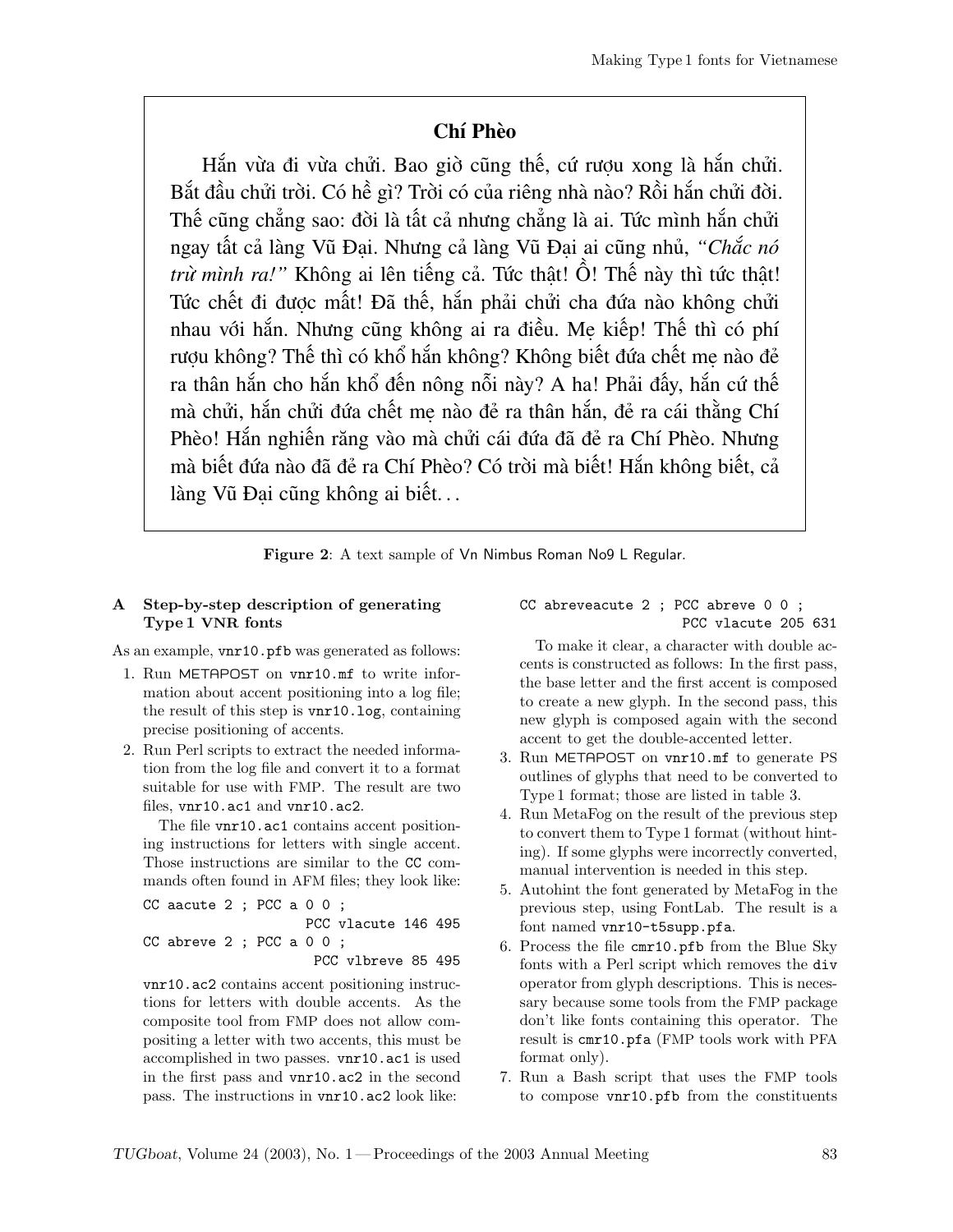**Chí Phèo**

Hắn vừa đi vừa chửi. Bao giờ cũng thế, cứ rượu xong là hắn chửi. Bắt đầu chửi trời. Có hề gì? Trời có của riêng nhà nào? Rồi hắn chửi đời. Thế cũng chẳng sao: đời là tất cả nhưng chẳng là ai. Tức mình hắn chửi ngay tất cả làng Vũ Đại. Nhưng cả làng Vũ Đại ai cũng nhủ, *"Chắc nó trừ mình ra!"* Không ai lên tiếng cả. Tức thật! Ồ! Thế này thì tức thật! Tức chết đi được mất! Đã thế, hắn phải chửi cha đứa nào không chửi nhau với hắn. Nhưng cũng không ai ra điều. Mẹ kiếp! Thế thì có phí rượu không? Thế thì có khổ hắn không? Không biết đứa chết mẹ nào đẻ ra thân hắn cho hắn khổ đến nông nỗi này? A ha! Phải đấy, hắn cứ thế mà chửi, hắn chửi đứa chết mẹ nào đẻ ra thân hắn, đẻ ra cái thằng Chí Phèo! Hắn nghiến răng vào mà chửi cái đứa đã đẻ ra Chí Phèo. Nhưng mà biết đứa nào đã đẻ ra Chí Phèo? Có trời mà biết! Hắn không biết, cả làng Vũ Đại cũng không ai biết...

**Figure 2**: A text sample of Vn Nimbus Roman No9 L Regular.

## A Step-by-step description of generating Type 1 VNR fonts

As an example, `vnr10.pfb` was generated as follows:

1. Run METAPOST on `vnr10.mf` to write information about accent positioning into a log file; the result of this step is `vnr10.log`, containing precise positioning of accents.
2. Run Perl scripts to extract the needed information from the log file and convert it to a format suitable for use with FMP. The result are two files, `vnr10.ac1` and `vnr10.ac2`.

   The file `vnr10.ac1` contains accent positioning instructions for letters with single accent. Those instructions are similar to the `CC` commands often found in AFM files; they look like:

   ```
   CC aacute 2 ; PCC a 0 0 ;
                      PCC vlacute 146 495
   CC abreve 2 ; PCC a 0 0 ;
                       PCC vlbreve 85 495
   ```

   `vnr10.ac2` contains accent positioning instructions for letters with double accents. As the composite tool from FMP does not allow compositing a letter with two accents, this must be accomplished in two passes. `vnr10.ac1` is used in the first pass and `vnr10.ac2` in the second pass. The instructions in `vnr10.ac2` look like:

   ```
   CC abreveacute 2 ; PCC abreve 0 0 ;
                           PCC vlacute 205 631
   ```

   To make it clear, a character with double accents is constructed as follows: In the first pass, the base letter and the first accent is composed to create a new glyph. In the second pass, this new glyph is composed again with the second accent to get the double-accented letter.
3. Run METAPOST on `vnr10.mf` to generate PS outlines of glyphs that need to be converted to Type 1 format; those are listed in table 3.
4. Run MetaFog on the result of the previous step to convert them to Type 1 format (without hinting). If some glyphs were incorrectly converted, manual intervention is needed in this step.
5. Autohint the font generated by MetaFog in the previous step, using FontLab. The result is a font named `vnr10-t5supp.pfa`.
6. Process the file `cmr10.pfb` from the Blue Sky fonts with a Perl script which removes the `div` operator from glyph descriptions. This is necessary because some tools from the FMP package don't like fonts containing this operator. The result is `cmr10.pfa` (FMP tools work with PFA format only).
7. Run a Bash script that uses the FMP tools to compose `vnr10.pfb` from the constituents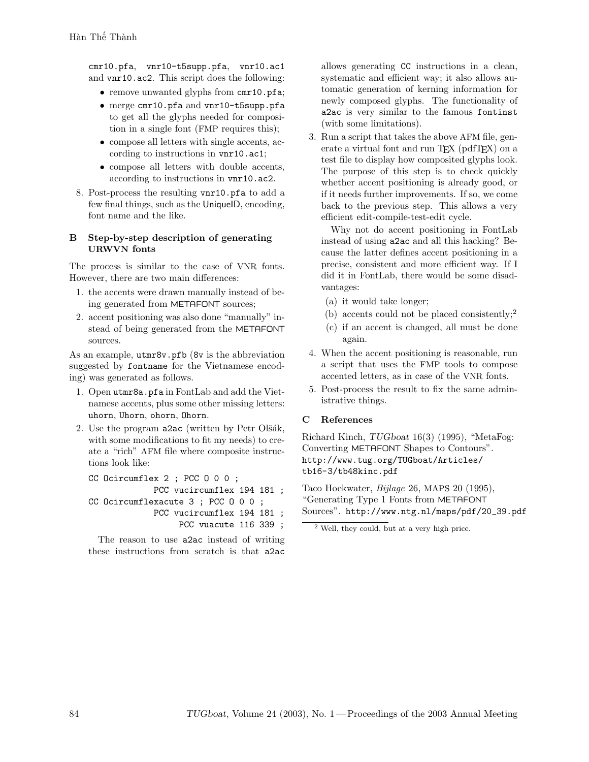cmr10.pfa, vnr10-t5supp.pfa, vnr10.ac1 and vnr10.ac2. This script does the following:

- remove unwanted glyphs from cmr10.pfa;
- merge cmr10.pfa and vnr10-t5supp.pfa to get all the glyphs needed for composition in a single font (FMP requires this);
- compose all letters with single accents, according to instructions in vnr10.ac1;
- compose all letters with double accents, according to instructions in vnr10.ac2.

8. Post-process the resulting vnr10.pfa to add a few final things, such as the UniqueID, encoding, font name and the like.

## B Step-by-step description of generating URWVN fonts

The process is similar to the case of VNR fonts. However, there are two main differences:

1. the accents were drawn manually instead of being generated from METAFONT sources;
2. accent positioning was also done "manually" instead of being generated from the METAFONT sources.

As an example, utmr8v.pfb (8v is the abbreviation suggested by fontname for the Vietnamese encoding) was generated as follows.

1. Open utmr8a.pfa in FontLab and add the Vietnamese accents, plus some other missing letters: uhorn, Uhorn, ohorn, Ohorn.
2. Use the program a2ac (written by Petr Olšák, with some modifications to fit my needs) to create a "rich" AFM file where composite instructions look like:

   ```
   CC Ocircumflex 2 ; PCC O 0 0 ;
               PCC vucircumflex 194 181 ;
   CC Ocircumflexacute 3 ; PCC O 0 0 ;
               PCC vucircumflex 194 181 ;
                     PCC vuacute 116 339 ;
   ```

   The reason to use a2ac instead of writing these instructions from scratch is that a2ac allows generating CC instructions in a clean, systematic and efficient way; it also allows automatic generation of kerning information for newly composed glyphs. The functionality of a2ac is very similar to the famous fontinst (with some limitations).

3. Run a script that takes the above AFM file, generate a virtual font and run TEX (pdfTEX) on a test file to display how composited glyphs look. The purpose of this step is to check quickly whether accent positioning is already good, or if it needs further improvements. If so, we come back to the previous step. This allows a very efficient edit-compile-test-edit cycle.

   Why not do accent positioning in FontLab instead of using a2ac and all this hacking? Because the latter defines accent positioning in a precise, consistent and more efficient way. If I did it in FontLab, there would be some disadvantages:

   (a) it would take longer;
   (b) accents could not be placed consistently;[2]
   (c) if an accent is changed, all must be done again.

4. When the accent positioning is reasonable, run a script that uses the FMP tools to compose accented letters, as in case of the VNR fonts.
5. Post-process the result to fix the same administrative things.

## C References

Richard Kinch, *TUGboat* 16(3) (1995), "MetaFog: Converting METAFONT Shapes to Contours". http://www.tug.org/TUGboat/Articles/tb16-3/tb48kinc.pdf

Taco Hoekwater, *Bijlage* 26, MAPS 20 (1995), "Generating Type 1 Fonts from METAFONT Sources". http://www.ntg.nl/maps/pdf/20_39.pdf

[2] Well, they could, but at a very high price.